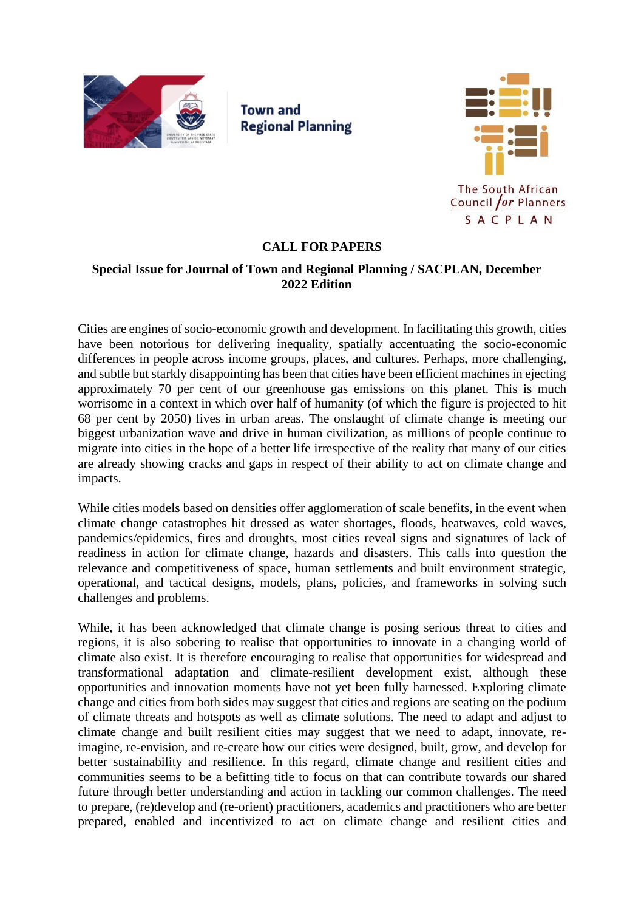Town and Regional Planning

The South African Council for Planners
SACPLAN

**CALL FOR PAPERS**

**Special Issue for Journal of Town and Regional Planning / SACPLAN, December 2022 Edition**

Cities are engines of socio-economic growth and development. In facilitating this growth, cities have been notorious for delivering inequality, spatially accentuating the socio-economic differences in people across income groups, places, and cultures. Perhaps, more challenging, and subtle but starkly disappointing has been that cities have been efficient machines in ejecting approximately 70 per cent of our greenhouse gas emissions on this planet. This is much worrisome in a context in which over half of humanity (of which the figure is projected to hit 68 per cent by 2050) lives in urban areas. The onslaught of climate change is meeting our biggest urbanization wave and drive in human civilization, as millions of people continue to migrate into cities in the hope of a better life irrespective of the reality that many of our cities are already showing cracks and gaps in respect of their ability to act on climate change and impacts.

While cities models based on densities offer agglomeration of scale benefits, in the event when climate change catastrophes hit dressed as water shortages, floods, heatwaves, cold waves, pandemics/epidemics, fires and droughts, most cities reveal signs and signatures of lack of readiness in action for climate change, hazards and disasters. This calls into question the relevance and competitiveness of space, human settlements and built environment strategic, operational, and tactical designs, models, plans, policies, and frameworks in solving such challenges and problems.

While, it has been acknowledged that climate change is posing serious threat to cities and regions, it is also sobering to realise that opportunities to innovate in a changing world of climate also exist. It is therefore encouraging to realise that opportunities for widespread and transformational adaptation and climate-resilient development exist, although these opportunities and innovation moments have not yet been fully harnessed. Exploring climate change and cities from both sides may suggest that cities and regions are seating on the podium of climate threats and hotspots as well as climate solutions. The need to adapt and adjust to climate change and built resilient cities may suggest that we need to adapt, innovate, re-imagine, re-envision, and re-create how our cities were designed, built, grow, and develop for better sustainability and resilience. In this regard, climate change and resilient cities and communities seems to be a befitting title to focus on that can contribute towards our shared future through better understanding and action in tackling our common challenges. The need to prepare, (re)develop and (re-orient) practitioners, academics and practitioners who are better prepared, enabled and incentivized to act on climate change and resilient cities and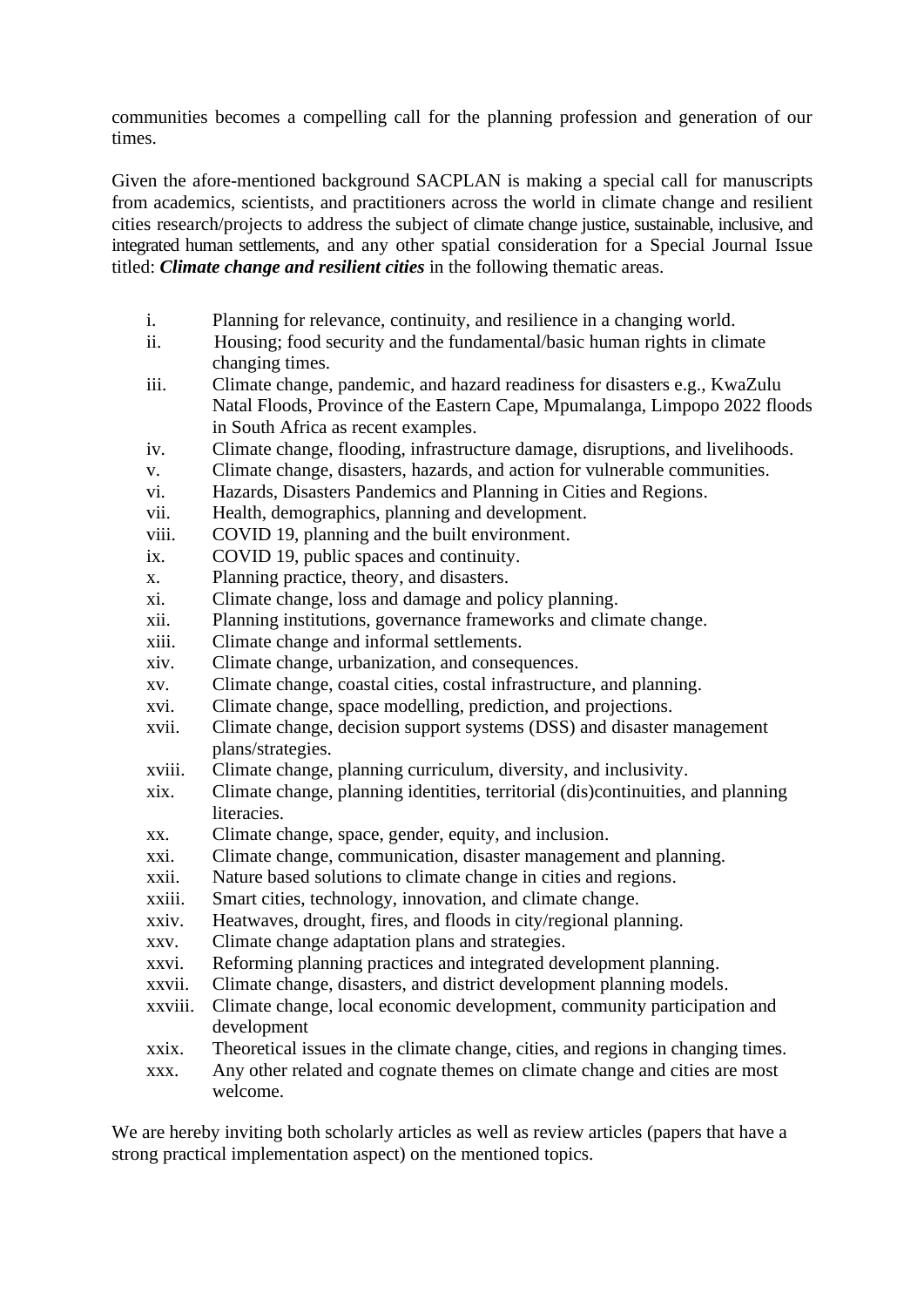communities becomes a compelling call for the planning profession and generation of our times.

Given the afore-mentioned background SACPLAN is making a special call for manuscripts from academics, scientists, and practitioners across the world in climate change and resilient cities research/projects to address the subject of climate change justice, sustainable, inclusive, and integrated human settlements, and any other spatial consideration for a Special Journal Issue titled: ***Climate change and resilient cities*** in the following thematic areas.

i. Planning for relevance, continuity, and resilience in a changing world.
ii. Housing; food security and the fundamental/basic human rights in climate changing times.
iii. Climate change, pandemic, and hazard readiness for disasters e.g., KwaZulu Natal Floods, Province of the Eastern Cape, Mpumalanga, Limpopo 2022 floods in South Africa as recent examples.
iv. Climate change, flooding, infrastructure damage, disruptions, and livelihoods.
v. Climate change, disasters, hazards, and action for vulnerable communities.
vi. Hazards, Disasters Pandemics and Planning in Cities and Regions.
vii. Health, demographics, planning and development.
viii. COVID 19, planning and the built environment.
ix. COVID 19, public spaces and continuity.
x. Planning practice, theory, and disasters.
xi. Climate change, loss and damage and policy planning.
xii. Planning institutions, governance frameworks and climate change.
xiii. Climate change and informal settlements.
xiv. Climate change, urbanization, and consequences.
xv. Climate change, coastal cities, costal infrastructure, and planning.
xvi. Climate change, space modelling, prediction, and projections.
xvii. Climate change, decision support systems (DSS) and disaster management plans/strategies.
xviii. Climate change, planning curriculum, diversity, and inclusivity.
xix. Climate change, planning identities, territorial (dis)continuities, and planning literacies.
xx. Climate change, space, gender, equity, and inclusion.
xxi. Climate change, communication, disaster management and planning.
xxii. Nature based solutions to climate change in cities and regions.
xxiii. Smart cities, technology, innovation, and climate change.
xxiv. Heatwaves, drought, fires, and floods in city/regional planning.
xxv. Climate change adaptation plans and strategies.
xxvi. Reforming planning practices and integrated development planning.
xxvii. Climate change, disasters, and district development planning models.
xxviii. Climate change, local economic development, community participation and development
xxix. Theoretical issues in the climate change, cities, and regions in changing times.
xxx. Any other related and cognate themes on climate change and cities are most welcome.

We are hereby inviting both scholarly articles as well as review articles (papers that have a strong practical implementation aspect) on the mentioned topics.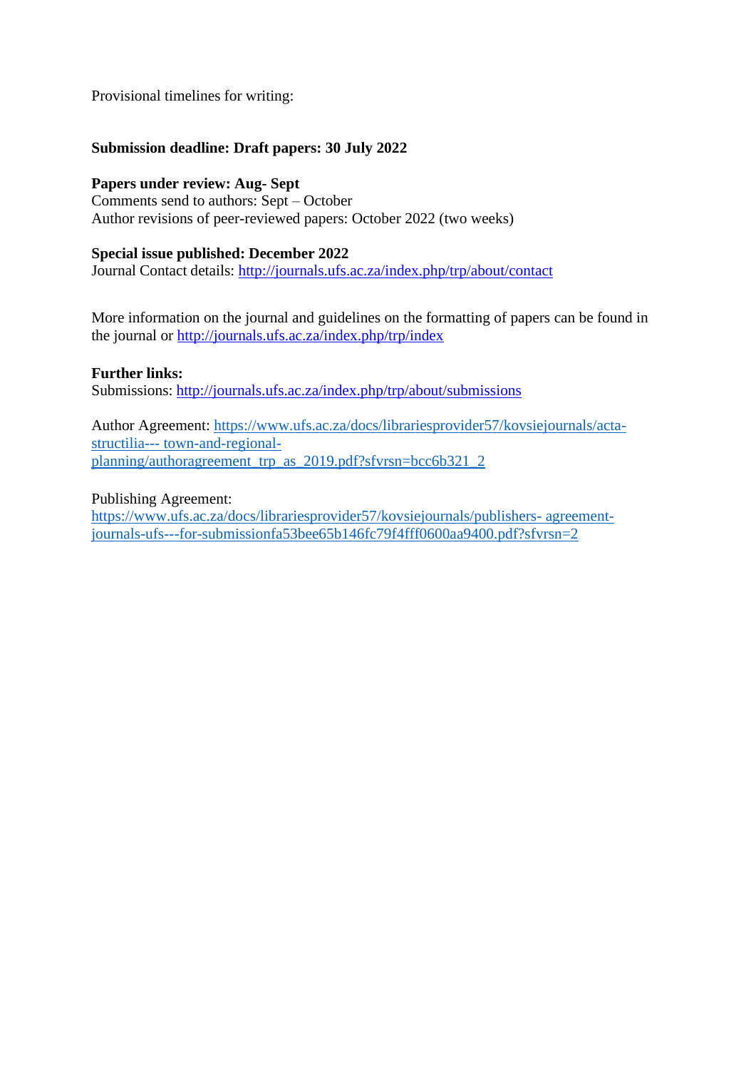Provisional timelines for writing:

**Submission deadline: Draft papers: 30 July 2022**

**Papers under review: Aug- Sept**
Comments send to authors: Sept – October
Author revisions of peer-reviewed papers: October 2022 (two weeks)

**Special issue published: December 2022**
Journal Contact details: http://journals.ufs.ac.za/index.php/trp/about/contact

More information on the journal and guidelines on the formatting of papers can be found in the journal or http://journals.ufs.ac.za/index.php/trp/index

**Further links:**
Submissions: http://journals.ufs.ac.za/index.php/trp/about/submissions

Author Agreement: https://www.ufs.ac.za/docs/librariesprovider57/kovsiejournals/acta-structilia--- town-and-regional-planning/authoragreement_trp_as_2019.pdf?sfvrsn=bcc6b321_2

Publishing Agreement:
https://www.ufs.ac.za/docs/librariesprovider57/kovsiejournals/publishers- agreement-journals-ufs---for-submissionfa53bee65b146fc79f4fff0600aa9400.pdf?sfvrsn=2